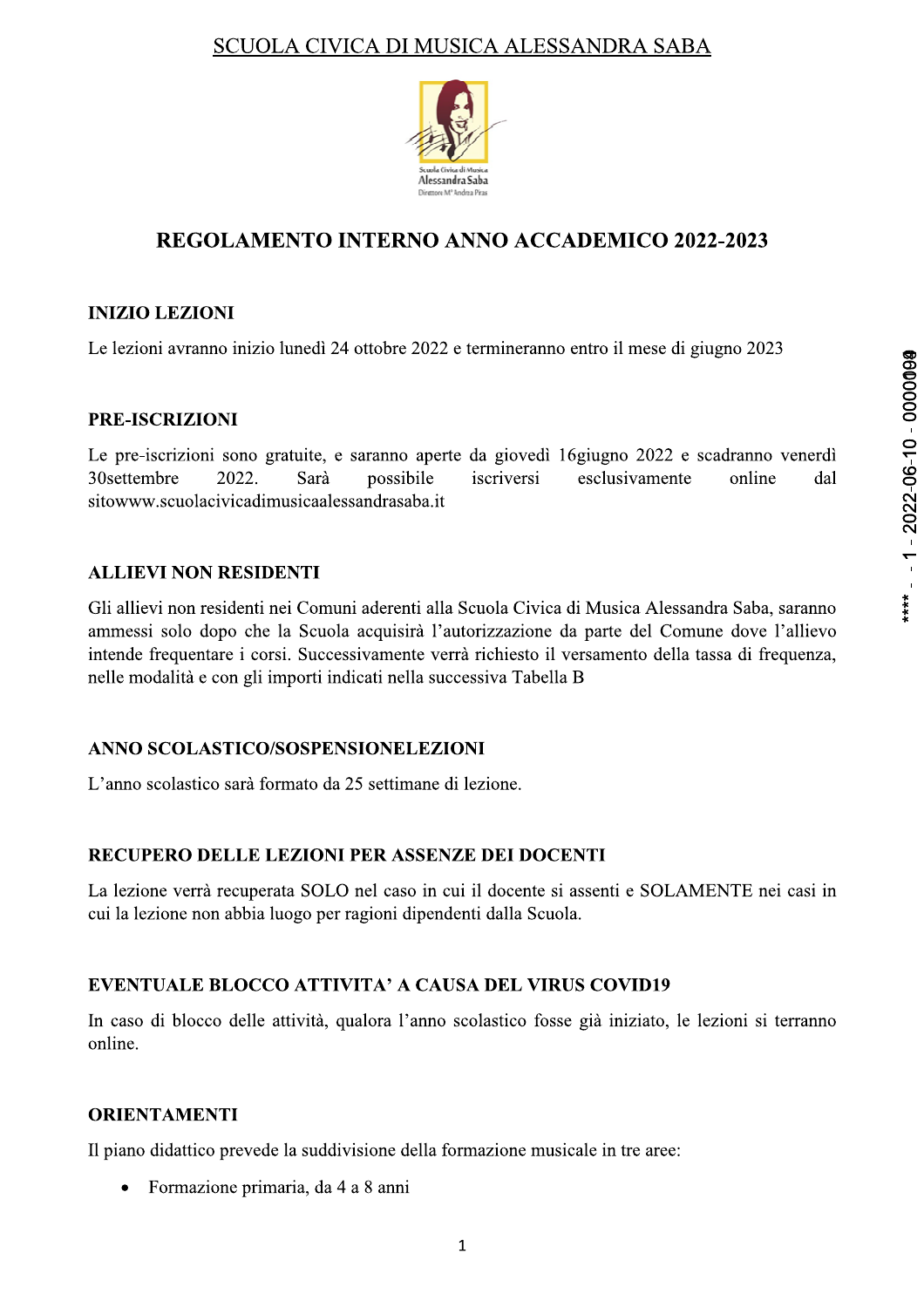SCUOLA CIVICA DI MUSICA ALESSANDRA SABA

# REGOLAMENTO INTERNO ANNO ACCADEMICO 2022-2023

## INIZIO LEZIONI

Le lezioni avranno inizio lunedì 24 ottobre 2022 e termineranno entro il mese di giugno 2023

## PRE-ISCRIZIONI

Le pre-iscrizioni sono gratuite, e saranno aperte da giovedì 16giugno 2022 e scadranno venerdì 30settembre 2022. Sarà possibile iscriversi esclusivamente online dal sitowww.scuolacivicadimusicaalessandrasaba.it

## ALLIEVI NON RESIDENTI

Gli allievi non residenti nei Comuni aderenti alla Scuola Civica di Musica Alessandra Saba, saranno ammessi solo dopo che la Scuola acquisirà l'autorizzazione da parte del Comune dove l'allievo intende frequentare i corsi. Successivamente verrà richiesto il versamento della tassa di frequenza, nelle modalità e con gli importi indicati nella successiva Tabella B

## ANNO SCOLASTICO/SOSPENSIONELEZIONI

L'anno scolastico sarà formato da 25 settimane di lezione.

## RECUPERO DELLE LEZIONI PER ASSENZE DEI DOCENTI

La lezione verrà recuperata SOLO nel caso in cui il docente si assenti e SOLAMENTE nei casi in cui la lezione non abbia luogo per ragioni dipendenti dalla Scuola.

## EVENTUALE BLOCCO ATTIVITA' A CAUSA DEL VIRUS COVID19

In caso di blocco delle attività, qualora l'anno scolastico fosse già iniziato, le lezioni si terranno online.

## ORIENTAMENTI

Il piano didattico prevede la suddivisione della formazione musicale in tre aree:

- Formazione primaria, da 4 a 8 anni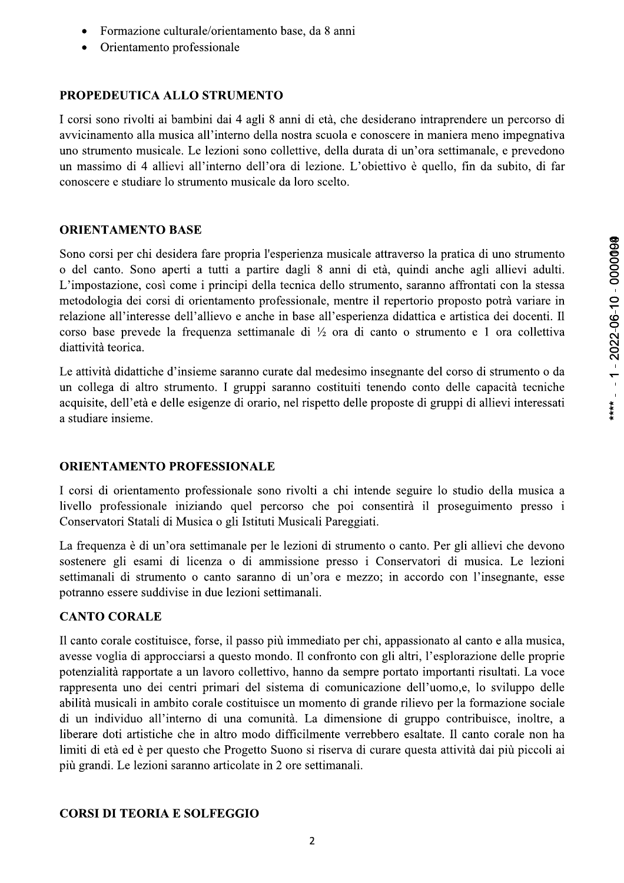- Formazione culturale/orientamento base, da 8 anni
- Orientamento professionale

## PROPEDEUTICA ALLO STRUMENTO

I corsi sono rivolti ai bambini dai 4 agli 8 anni di età, che desiderano intraprendere un percorso di avvicinamento alla musica all'interno della nostra scuola e conoscere in maniera meno impegnativa uno strumento musicale. Le lezioni sono collettive, della durata di un'ora settimanale, e prevedono un massimo di 4 allievi all'interno dell'ora di lezione. L'obiettivo è quello, fin da subito, di far conoscere e studiare lo strumento musicale da loro scelto.

## ORIENTAMENTO BASE

Sono corsi per chi desidera fare propria l'esperienza musicale attraverso la pratica di uno strumento o del canto. Sono aperti a tutti a partire dagli 8 anni di età, quindi anche agli allievi adulti. L'impostazione, così come i principi della tecnica dello strumento, saranno affrontati con la stessa metodologia dei corsi di orientamento professionale, mentre il repertorio proposto potrà variare in relazione all'interesse dell'allievo e anche in base all'esperienza didattica e artistica dei docenti. Il corso base prevede la frequenza settimanale di ½ ora di canto o strumento e 1 ora collettiva diattività teorica.

Le attività didattiche d'insieme saranno curate dal medesimo insegnante del corso di strumento o da un collega di altro strumento. I gruppi saranno costituiti tenendo conto delle capacità tecniche acquisite, dell'età e delle esigenze di orario, nel rispetto delle proposte di gruppi di allievi interessati a studiare insieme.

## ORIENTAMENTO PROFESSIONALE

I corsi di orientamento professionale sono rivolti a chi intende seguire lo studio della musica a livello professionale iniziando quel percorso che poi consentirà il proseguimento presso i Conservatori Statali di Musica o gli Istituti Musicali Pareggiati.

La frequenza è di un'ora settimanale per le lezioni di strumento o canto. Per gli allievi che devono sostenere gli esami di licenza o di ammissione presso i Conservatori di musica. Le lezioni settimanali di strumento o canto saranno di un'ora e mezzo; in accordo con l'insegnante, esse potranno essere suddivise in due lezioni settimanali.

## CANTO CORALE

Il canto corale costituisce, forse, il passo più immediato per chi, appassionato al canto e alla musica, avesse voglia di approcciarsi a questo mondo. Il confronto con gli altri, l'esplorazione delle proprie potenzialità rapportate a un lavoro collettivo, hanno da sempre portato importanti risultati. La voce rappresenta uno dei centri primari del sistema di comunicazione dell'uomo,e, lo sviluppo delle abilità musicali in ambito corale costituisce un momento di grande rilievo per la formazione sociale di un individuo all'interno di una comunità. La dimensione di gruppo contribuisce, inoltre, a liberare doti artistiche che in altro modo difficilmente verrebbero esaltate. Il canto corale non ha limiti di età ed è per questo che Progetto Suono si riserva di curare questa attività dai più piccoli ai più grandi. Le lezioni saranno articolate in 2 ore settimanali.

## CORSI DI TEORIA E SOLFEGGIO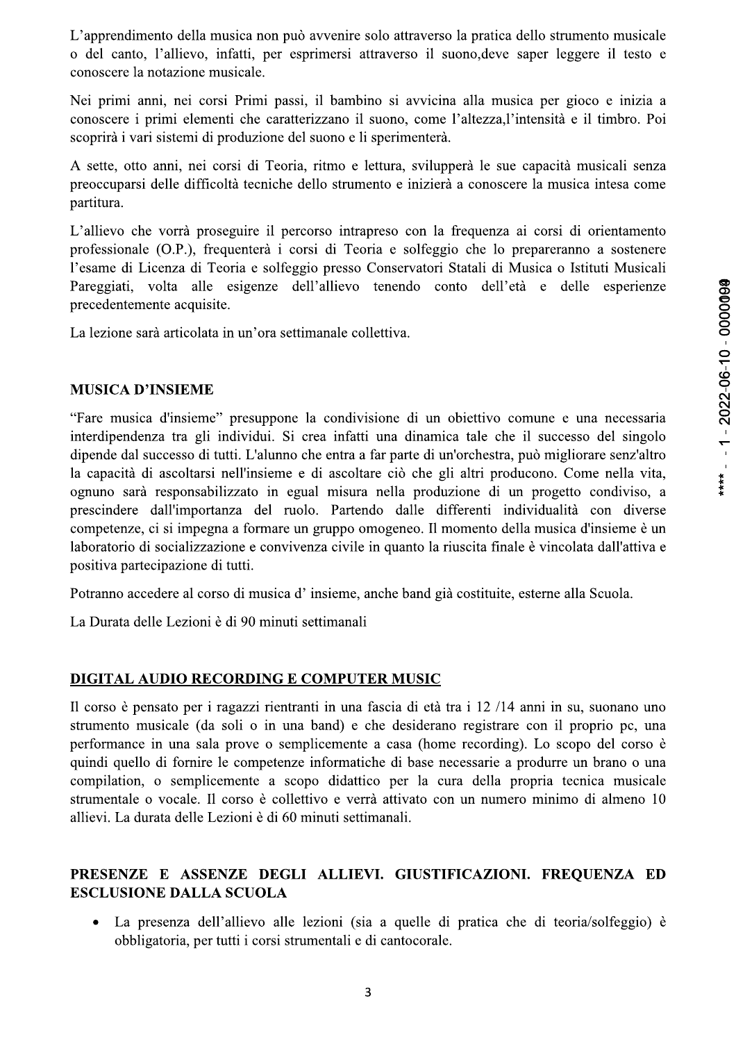L'apprendimento della musica non può avvenire solo attraverso la pratica dello strumento musicale o del canto, l'allievo, infatti, per esprimersi attraverso il suono,deve saper leggere il testo e conoscere la notazione musicale.

Nei primi anni, nei corsi Primi passi, il bambino si avvicina alla musica per gioco e inizia a conoscere i primi elementi che caratterizzano il suono, come l'altezza,l'intensità e il timbro. Poi scoprirà i vari sistemi di produzione del suono e li sperimenterà.

A sette, otto anni, nei corsi di Teoria, ritmo e lettura, svilupperà le sue capacità musicali senza preoccuparsi delle difficoltà tecniche dello strumento e inizierà a conoscere la musica intesa come partitura.

L'allievo che vorrà proseguire il percorso intrapreso con la frequenza ai corsi di orientamento professionale (O.P.), frequenterà i corsi di Teoria e solfeggio che lo prepareranno a sostenere l'esame di Licenza di Teoria e solfeggio presso Conservatori Statali di Musica o Istituti Musicali Pareggiati, volta alle esigenze dell'allievo tenendo conto dell'età e delle esperienze precedentemente acquisite.

La lezione sarà articolata in un'ora settimanale collettiva.

## MUSICA D'INSIEME

"Fare musica d'insieme" presuppone la condivisione di un obiettivo comune e una necessaria interdipendenza tra gli individui. Si crea infatti una dinamica tale che il successo del singolo dipende dal successo di tutti. L'alunno che entra a far parte di un'orchestra, può migliorare senz'altro la capacità di ascoltarsi nell'insieme e di ascoltare ciò che gli altri producono. Come nella vita, ognuno sarà responsabilizzato in egual misura nella produzione di un progetto condiviso, a prescindere dall'importanza del ruolo. Partendo dalle differenti individualità con diverse competenze, ci si impegna a formare un gruppo omogeneo. Il momento della musica d'insieme è un laboratorio di socializzazione e convivenza civile in quanto la riuscita finale è vincolata dall'attiva e positiva partecipazione di tutti.

Potranno accedere al corso di musica d' insieme, anche band già costituite, esterne alla Scuola.

La Durata delle Lezioni è di 90 minuti settimanali

## DIGITAL AUDIO RECORDING E COMPUTER MUSIC

Il corso è pensato per i ragazzi rientranti in una fascia di età tra i 12 /14 anni in su, suonano uno strumento musicale (da soli o in una band) e che desiderano registrare con il proprio pc, una performance in una sala prove o semplicemente a casa (home recording). Lo scopo del corso è quindi quello di fornire le competenze informatiche di base necessarie a produrre un brano o una compilation, o semplicemente a scopo didattico per la cura della propria tecnica musicale strumentale o vocale. Il corso è collettivo e verrà attivato con un numero minimo di almeno 10 allievi. La durata delle Lezioni è di 60 minuti settimanali.

## PRESENZE E ASSENZE DEGLI ALLIEVI. GIUSTIFICAZIONI. FREQUENZA ED ESCLUSIONE DALLA SCUOLA

- La presenza dell'allievo alle lezioni (sia a quelle di pratica che di teoria/solfeggio) è obbligatoria, per tutti i corsi strumentali e di cantocorale.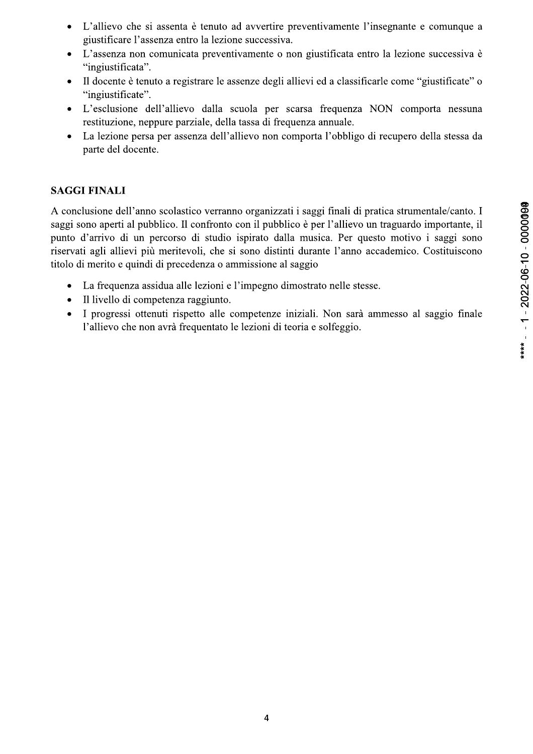- L'allievo che si assenta è tenuto ad avvertire preventivamente l'insegnante e comunque a giustificare l'assenza entro la lezione successiva.
- L'assenza non comunicata preventivamente o non giustificata entro la lezione successiva è "ingiustificata".
- Il docente è tenuto a registrare le assenze degli allievi ed a classificarle come "giustificate" o "ingiustificate".
- L'esclusione dell'allievo dalla scuola per scarsa frequenza NON comporta nessuna restituzione, neppure parziale, della tassa di frequenza annuale.
- La lezione persa per assenza dell'allievo non comporta l'obbligo di recupero della stessa da parte del docente.

**SAGGI FINALI**

A conclusione dell'anno scolastico verranno organizzati i saggi finali di pratica strumentale/canto. I saggi sono aperti al pubblico. Il confronto con il pubblico è per l'allievo un traguardo importante, il punto d'arrivo di un percorso di studio ispirato dalla musica. Per questo motivo i saggi sono riservati agli allievi più meritevoli, che si sono distinti durante l'anno accademico. Costituiscono titolo di merito e quindi di precedenza o ammissione al saggio

- La frequenza assidua alle lezioni e l'impegno dimostrato nelle stesse.
- Il livello di competenza raggiunto.
- I progressi ottenuti rispetto alle competenze iniziali. Non sarà ammesso al saggio finale l'allievo che non avrà frequentato le lezioni di teoria e solfeggio.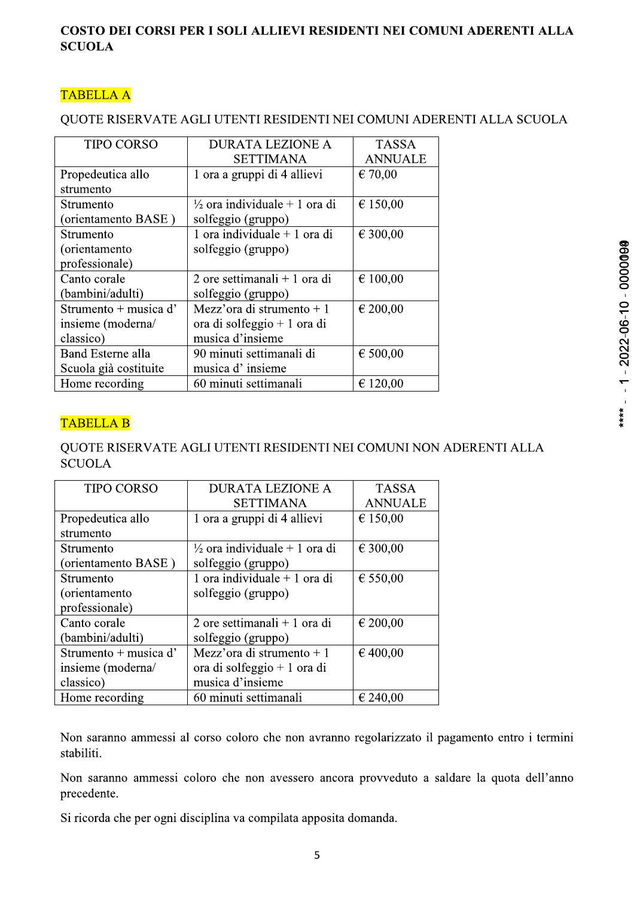**COSTO DEI CORSI PER I SOLI ALLIEVI RESIDENTI NEI COMUNI ADERENTI ALLA SCUOLA**

## TABELLA A

QUOTE RISERVATE AGLI UTENTI RESIDENTI NEI COMUNI ADERENTI ALLA SCUOLA

| TIPO CORSO | DURATA LEZIONE A SETTIMANA | TASSA ANNUALE |
|---|---|---|
| Propedeutica allo strumento | 1 ora a gruppi di 4 allievi | € 70,00 |
| Strumento (orientamento BASE ) | ½ ora individuale + 1 ora di solfeggio (gruppo) | € 150,00 |
| Strumento (orientamento professionale) | 1 ora individuale + 1 ora di solfeggio (gruppo) | € 300,00 |
| Canto corale (bambini/adulti) | 2 ore settimanali + 1 ora di solfeggio (gruppo) | € 100,00 |
| Strumento + musica d' insieme (moderna/ classico) | Mezz'ora di strumento + 1 ora di solfeggio + 1 ora di musica d'insieme | € 200,00 |
| Band Esterne alla Scuola già costituite | 90 minuti settimanali di musica d' insieme | € 500,00 |
| Home recording | 60 minuti settimanali | € 120,00 |

## TABELLA B

QUOTE RISERVATE AGLI UTENTI RESIDENTI NEI COMUNI NON ADERENTI ALLA SCUOLA

| TIPO CORSO | DURATA LEZIONE A SETTIMANA | TASSA ANNUALE |
|---|---|---|
| Propedeutica allo strumento | 1 ora a gruppi di 4 allievi | € 150,00 |
| Strumento (orientamento BASE ) | ½ ora individuale + 1 ora di solfeggio (gruppo) | € 300,00 |
| Strumento (orientamento professionale) | 1 ora individuale + 1 ora di solfeggio (gruppo) | € 550,00 |
| Canto corale (bambini/adulti) | 2 ore settimanali + 1 ora di solfeggio (gruppo) | € 200,00 |
| Strumento + musica d' insieme (moderna/ classico) | Mezz'ora di strumento + 1 ora di solfeggio + 1 ora di musica d'insieme | € 400,00 |
| Home recording | 60 minuti settimanali | € 240,00 |

Non saranno ammessi al corso coloro che non avranno regolarizzato il pagamento entro i termini stabiliti.

Non saranno ammessi coloro che non avessero ancora provveduto a saldare la quota dell'anno precedente.

Si ricorda che per ogni disciplina va compilata apposita domanda.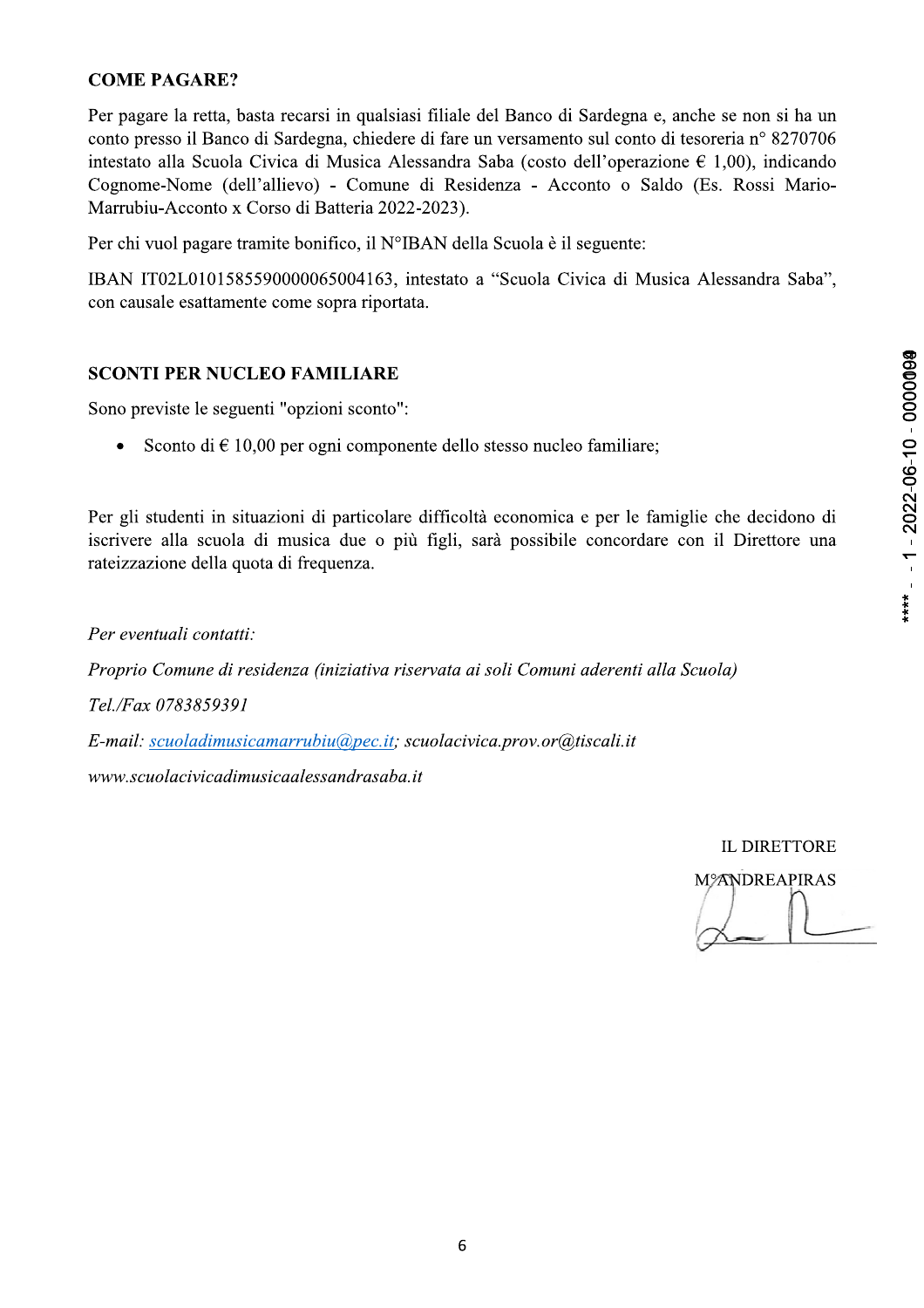**COME PAGARE?**

Per pagare la retta, basta recarsi in qualsiasi filiale del Banco di Sardegna e, anche se non si ha un conto presso il Banco di Sardegna, chiedere di fare un versamento sul conto di tesoreria n° 8270706 intestato alla Scuola Civica di Musica Alessandra Saba (costo dell'operazione € 1,00), indicando Cognome-Nome (dell'allievo) - Comune di Residenza - Acconto o Saldo (Es. Rossi Mario-Marrubiu-Acconto x Corso di Batteria 2022-2023).

Per chi vuol pagare tramite bonifico, il N°IBAN della Scuola è il seguente:

IBAN IT02L0101585590000065004163, intestato a "Scuola Civica di Musica Alessandra Saba", con causale esattamente come sopra riportata.

**SCONTI PER NUCLEO FAMILIARE**

Sono previste le seguenti "opzioni sconto":

- Sconto di € 10,00 per ogni componente dello stesso nucleo familiare;

Per gli studenti in situazioni di particolare difficoltà economica e per le famiglie che decidono di iscrivere alla scuola di musica due o più figli, sarà possibile concordare con il Direttore una rateizzazione della quota di frequenza.

*Per eventuali contatti:*

*Proprio Comune di residenza (iniziativa riservata ai soli Comuni aderenti alla Scuola)*

*Tel./Fax 0783859391*

*E-mail: scuoladimusicamarrubiu@pec.it; scuolacivica.prov.or@tiscali.it*

*www.scuolacivicadimusicaalessandrasaba.it*

IL DIRETTORE

M°ANDREAPIRAS